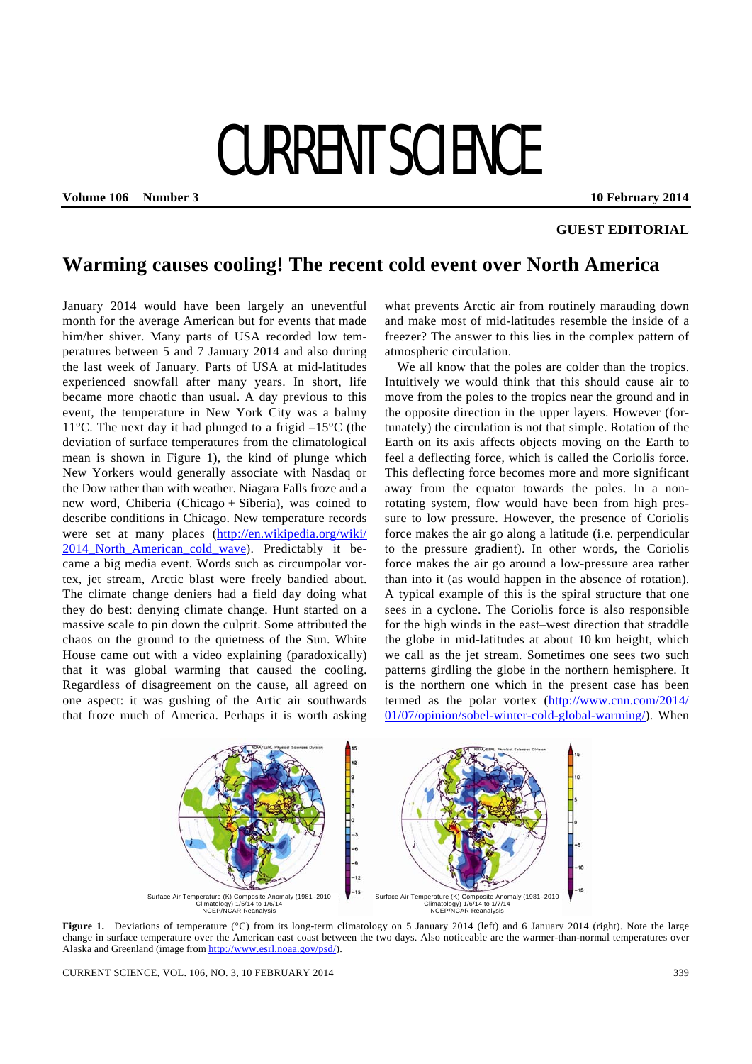GUEST EDITORIAL

# Warming causes cooling! The recent cold event over North America

January 2014 would have been largely an uneventful month for the average American but for events that made him/her shiver. Many parts of USA recorded low temperatures between 5 and 7 January 2014 and also during the last week of January. Parts of USA at mid-latitudes experienced snowfall after many years. In short, life became more chaotic than usual. A day previous to this event, the temperature in New York City was a balmy 11°C. The next day it had plunged to a frigid –15°C (the deviation of surface temperatures from the climatological mean is shown in Figure 1), the kind of plunge which New Yorkers would generally associate with Nasdaq or the Dow rather than with weather. Niagara Falls froze and a new word, Chiberia (Chicago + Siberia), was coined to describe conditions in Chicago. New temperature records were set at many places (http://en.wikipedia.org/wiki/2014_North_American_cold_wave). Predictably it became a big media event. Words such as circumpolar vortex, jet stream, Arctic blast were freely bandied about. The climate change deniers had a field day doing what they do best: denying climate change. Hunt started on a massive scale to pin down the culprit. Some attributed the chaos on the ground to the quietness of the Sun. White House came out with a video explaining (paradoxically) that it was global warming that caused the cooling. Regardless of disagreement on the cause, all agreed on one aspect: it was gushing of the Artic air southwards that froze much of America. Perhaps it is worth asking what prevents Arctic air from routinely marauding down and make most of mid-latitudes resemble the inside of a freezer? The answer to this lies in the complex pattern of atmospheric circulation.

We all know that the poles are colder than the tropics. Intuitively we would think that this should cause air to move from the poles to the tropics near the ground and in the opposite direction in the upper layers. However (fortunately) the circulation is not that simple. Rotation of the Earth on its axis affects objects moving on the Earth to feel a deflecting force, which is called the Coriolis force. This deflecting force becomes more and more significant away from the equator towards the poles. In a non-rotating system, flow would have been from high pressure to low pressure. However, the presence of Coriolis force makes the air go along a latitude (i.e. perpendicular to the pressure gradient). In other words, the Coriolis force makes the air go around a low-pressure area rather than into it (as would happen in the absence of rotation). A typical example of this is the spiral structure that one sees in a cyclone. The Coriolis force is also responsible for the high winds in the east–west direction that straddle the globe in mid-latitudes at about 10 km height, which we call as the jet stream. Sometimes one sees two such patterns girdling the globe in the northern hemisphere. It is the northern one which in the present case has been termed as the polar vortex (http://www.cnn.com/2014/01/07/opinion/sobel-winter-cold-global-warming/). When

Surface Air Temperature (K) Composite Anomaly (1981–2010 Climatology) 1/5/14 to 1/6/14 NCEP/NCAR Reanalysis

Surface Air Temperature (K) Composite Anomaly (1981–2010 Climatology) 1/6/14 to 1/7/14 NCEP/NCAR Reanalysis

**Figure 1.** Deviations of temperature (°C) from its long-term climatology on 5 January 2014 (left) and 6 January 2014 (right). Note the large change in surface temperature over the American east coast between the two days. Also noticeable are the warmer-than-normal temperatures over Alaska and Greenland (image from http://www.esrl.noaa.gov/psd/).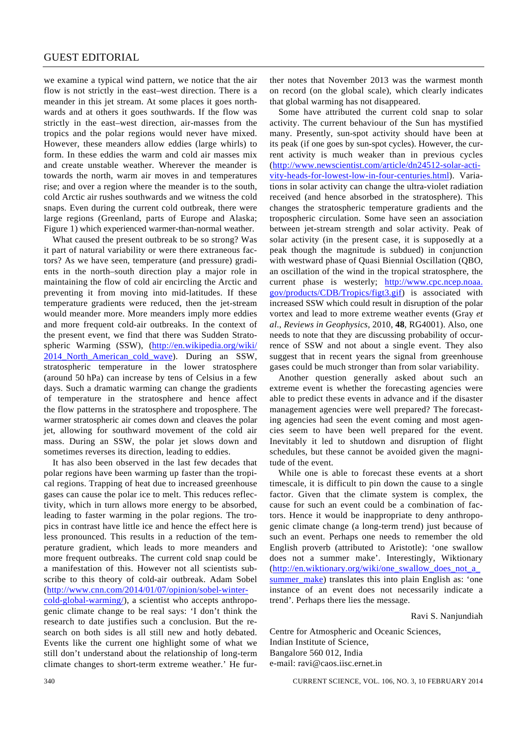we examine a typical wind pattern, we notice that the air flow is not strictly in the east–west direction. There is a meander in this jet stream. At some places it goes northwards and at others it goes southwards. If the flow was strictly in the east–west direction, air-masses from the tropics and the polar regions would never have mixed. However, these meanders allow eddies (large whirls) to form. In these eddies the warm and cold air masses mix and create unstable weather. Wherever the meander is towards the north, warm air moves in and temperatures rise; and over a region where the meander is to the south, cold Arctic air rushes southwards and we witness the cold snaps. Even during the current cold outbreak, there were large regions (Greenland, parts of Europe and Alaska; Figure 1) which experienced warmer-than-normal weather.

What caused the present outbreak to be so strong? Was it part of natural variability or were there extraneous factors? As we have seen, temperature (and pressure) gradients in the north–south direction play a major role in maintaining the flow of cold air encircling the Arctic and preventing it from moving into mid-latitudes. If these temperature gradients were reduced, then the jet-stream would meander more. More meanders imply more eddies and more frequent cold-air outbreaks. In the context of the present event, we find that there was Sudden Stratospheric Warming (SSW), (http://en.wikipedia.org/wiki/2014_North_American_cold_wave). During an SSW, stratospheric temperature in the lower stratosphere (around 50 hPa) can increase by tens of Celsius in a few days. Such a dramatic warming can change the gradients of temperature in the stratosphere and hence affect the flow patterns in the stratosphere and troposphere. The warmer stratospheric air comes down and cleaves the polar jet, allowing for southward movement of the cold air mass. During an SSW, the polar jet slows down and sometimes reverses its direction, leading to eddies.

It has also been observed in the last few decades that polar regions have been warming up faster than the tropical regions. Trapping of heat due to increased greenhouse gases can cause the polar ice to melt. This reduces reflectivity, which in turn allows more energy to be absorbed, leading to faster warming in the polar regions. The tropics in contrast have little ice and hence the effect here is less pronounced. This results in a reduction of the temperature gradient, which leads to more meanders and more frequent outbreaks. The current cold snap could be a manifestation of this. However not all scientists subscribe to this theory of cold-air outbreak. Adam Sobel (http://www.cnn.com/2014/01/07/opinion/sobel-winter-cold-global-warming/), a scientist who accepts anthropogenic climate change to be real says: 'I don't think the research to date justifies such a conclusion. But the research on both sides is all still new and hotly debated. Events like the current one highlight some of what we still don't understand about the relationship of long-term climate changes to short-term extreme weather.' He further notes that November 2013 was the warmest month on record (on the global scale), which clearly indicates that global warming has not disappeared.

Some have attributed the current cold snap to solar activity. The current behaviour of the Sun has mystified many. Presently, sun-spot activity should have been at its peak (if one goes by sun-spot cycles). However, the current activity is much weaker than in previous cycles (http://www.newscientist.com/article/dn24512-solar-activity-heads-for-lowest-low-in-four-centuries.html). Variations in solar activity can change the ultra-violet radiation received (and hence absorbed in the stratosphere). This changes the stratospheric temperature gradients and the tropospheric circulation. Some have seen an association between jet-stream strength and solar activity. Peak of solar activity (in the present case, it is supposedly at a peak though the magnitude is subdued) in conjunction with westward phase of Quasi Biennial Oscillation (QBO, an oscillation of the wind in the tropical stratosphere, the current phase is westerly; http://www.cpc.ncep.noaa.gov/products/CDB/Tropics/figt3.gif) is associated with increased SSW which could result in disruption of the polar vortex and lead to more extreme weather events (Gray *et al.*, *Reviews in Geophysics*, 2010, **48**, RG4001). Also, one needs to note that they are discussing probability of occurrence of SSW and not about a single event. They also suggest that in recent years the signal from greenhouse gases could be much stronger than from solar variability.

Another question generally asked about such an extreme event is whether the forecasting agencies were able to predict these events in advance and if the disaster management agencies were well prepared? The forecasting agencies had seen the event coming and most agencies seem to have been well prepared for the event. Inevitably it led to shutdown and disruption of flight schedules, but these cannot be avoided given the magnitude of the event.

While one is able to forecast these events at a short timescale, it is difficult to pin down the cause to a single factor. Given that the climate system is complex, the cause for such an event could be a combination of factors. Hence it would be inappropriate to deny anthropogenic climate change (a long-term trend) just because of such an event. Perhaps one needs to remember the old English proverb (attributed to Aristotle): 'one swallow does not a summer make'. Interestingly, Wiktionary (http://en.wiktionary.org/wiki/one_swallow_does_not_a_summer_make) translates this into plain English as: 'one instance of an event does not necessarily indicate a trend'. Perhaps there lies the message.

Ravi S. Nanjundiah

Centre for Atmospheric and Oceanic Sciences,
Indian Institute of Science,
Bangalore 560 012, India
e-mail: ravi@caos.iisc.ernet.in